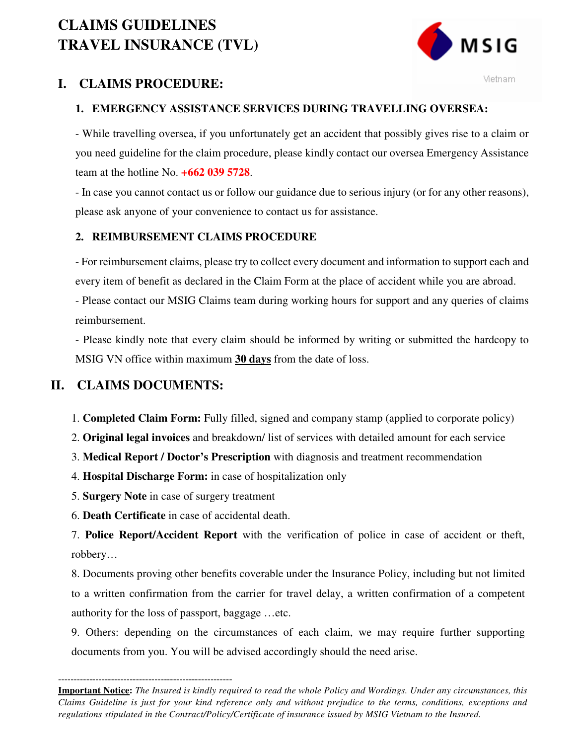# CLAIMS GUIDELINES
# TRAVEL INSURANCE (TVL)

MSIG Vietnam

## I. CLAIMS PROCEDURE:

### 1. EMERGENCY ASSISTANCE SERVICES DURING TRAVELLING OVERSEA:

- While travelling oversea, if you unfortunately get an accident that possibly gives rise to a claim or you need guideline for the claim procedure, please kindly contact our oversea Emergency Assistance team at the hotline No. **+662 039 5728**.
- In case you cannot contact us or follow our guidance due to serious injury (or for any other reasons), please ask anyone of your convenience to contact us for assistance.

### 2. REIMBURSEMENT CLAIMS PROCEDURE

- For reimbursement claims, please try to collect every document and information to support each and every item of benefit as declared in the Claim Form at the place of accident while you are abroad.
- Please contact our MSIG Claims team during working hours for support and any queries of claims reimbursement.
- Please kindly note that every claim should be informed by writing or submitted the hardcopy to MSIG VN office within maximum **30 days** from the date of loss.

## II. CLAIMS DOCUMENTS:

1. **Completed Claim Form:** Fully filled, signed and company stamp (applied to corporate policy)
2. **Original legal invoices** and breakdown/ list of services with detailed amount for each service
3. **Medical Report / Doctor's Prescription** with diagnosis and treatment recommendation
4. **Hospital Discharge Form:** in case of hospitalization only
5. **Surgery Note** in case of surgery treatment
6. **Death Certificate** in case of accidental death.
7. **Police Report/Accident Report** with the verification of police in case of accident or theft, robbery…
8. Documents proving other benefits coverable under the Insurance Policy, including but not limited to a written confirmation from the carrier for travel delay, a written confirmation of a competent authority for the loss of passport, baggage …etc.
9. Others: depending on the circumstances of each claim, we may require further supporting documents from you. You will be advised accordingly should the need arise.

---

**Important Notice:** *The Insured is kindly required to read the whole Policy and Wordings. Under any circumstances, this Claims Guideline is just for your kind reference only and without prejudice to the terms, conditions, exceptions and regulations stipulated in the Contract/Policy/Certificate of insurance issued by MSIG Vietnam to the Insured.*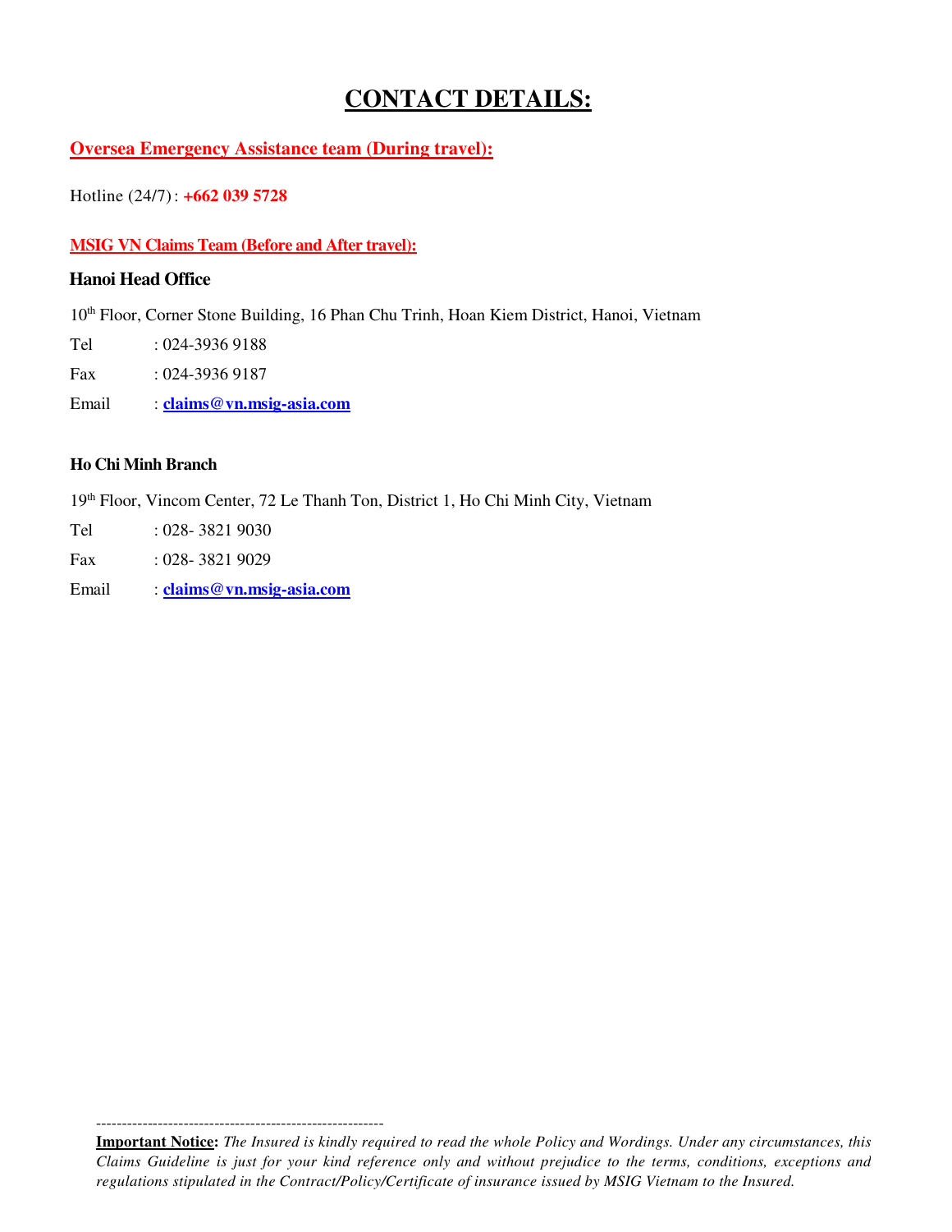# CONTACT DETAILS:

## Oversea Emergency Assistance team (During travel):

Hotline (24/7): **+662 039 5728**

### MSIG VN Claims Team (Before and After travel):

**Hanoi Head Office**

10th Floor, Corner Stone Building, 16 Phan Chu Trinh, Hoan Kiem District, Hanoi, Vietnam

Tel : 024-3936 9188

Fax : 024-3936 9187

Email : **claims@vn.msig-asia.com**

**Ho Chi Minh Branch**

19th Floor, Vincom Center, 72 Le Thanh Ton, District 1, Ho Chi Minh City, Vietnam

Tel : 028- 3821 9030

Fax : 028- 3821 9029

Email : **claims@vn.msig-asia.com**

---

**Important Notice:** *The Insured is kindly required to read the whole Policy and Wordings. Under any circumstances, this Claims Guideline is just for your kind reference only and without prejudice to the terms, conditions, exceptions and regulations stipulated in the Contract/Policy/Certificate of insurance issued by MSIG Vietnam to the Insured.*